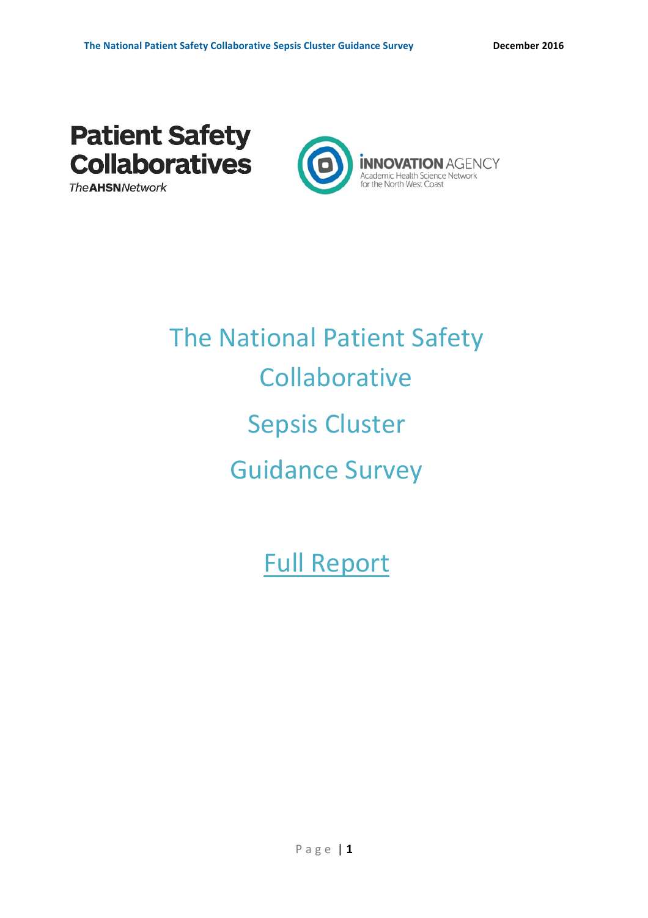Patient Safety Collaboratives

TheAHSNNetwork

INNOVATION AGENCY

Academic Health Science Network for the North West Coast

# The National Patient Safety Collaborative Sepsis Cluster Guidance Survey

## Full Report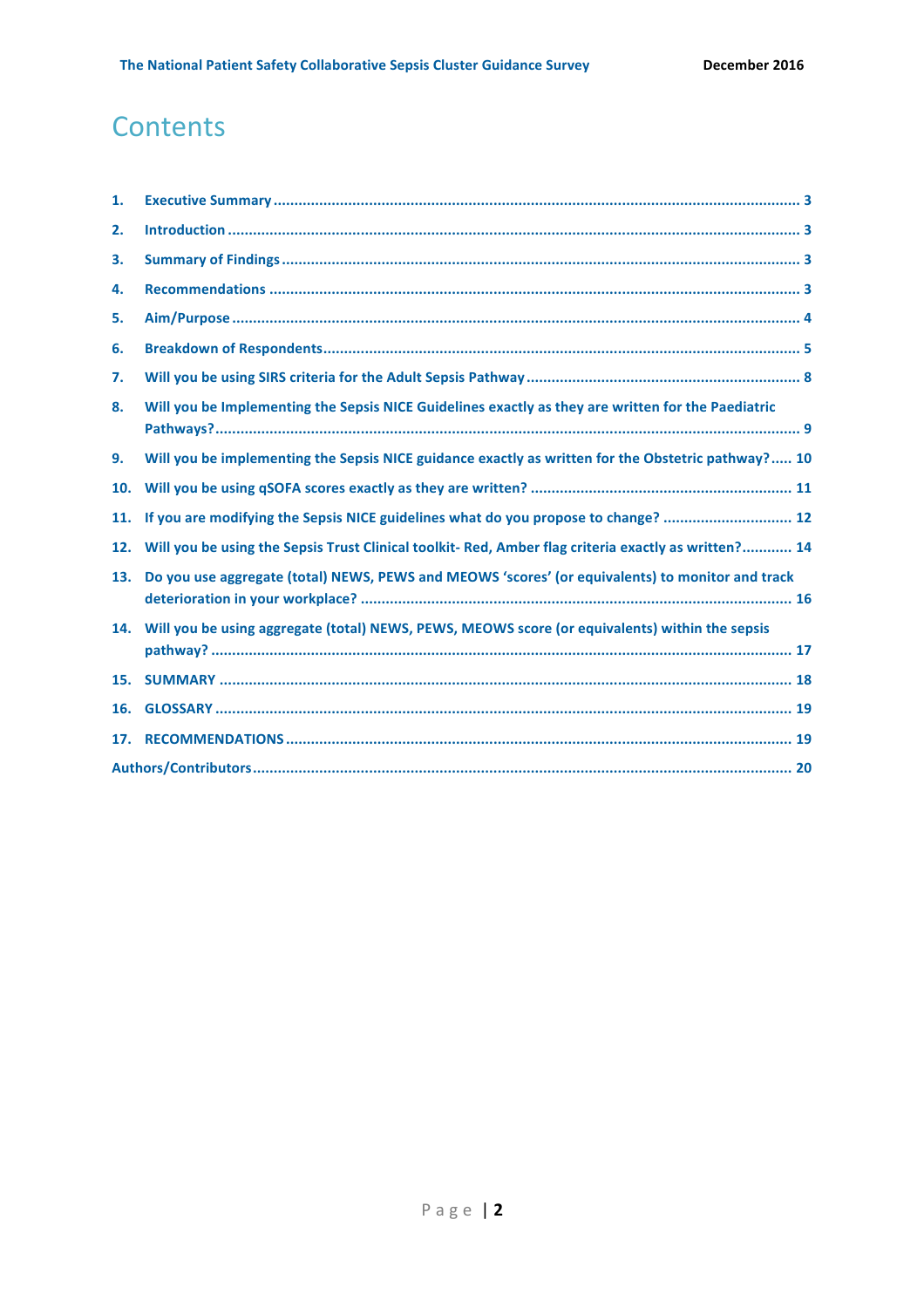# Contents

1. **Executive Summary** ... 3
2. **Introduction** ... 3
3. **Summary of Findings** ... 3
4. **Recommendations** ... 3
5. **Aim/Purpose** ... 4
6. **Breakdown of Respondents** ... 5
7. **Will you be using SIRS criteria for the Adult Sepsis Pathway** ... 8
8. **Will you be Implementing the Sepsis NICE Guidelines exactly as they are written for the Paediatric Pathways?** ... 9
9. **Will you be implementing the Sepsis NICE guidance exactly as written for the Obstetric pathway?** ... 10
10. **Will you be using qSOFA scores exactly as they are written?** ... 11
11. **If you are modifying the Sepsis NICE guidelines what do you propose to change?** ... 12
12. **Will you be using the Sepsis Trust Clinical toolkit- Red, Amber flag criteria exactly as written?** ... 14
13. **Do you use aggregate (total) NEWS, PEWS and MEOWS 'scores' (or equivalents) to monitor and track deterioration in your workplace?** ... 16
14. **Will you be using aggregate (total) NEWS, PEWS, MEOWS score (or equivalents) within the sepsis pathway?** ... 17
15. **SUMMARY** ... 18
16. **GLOSSARY** ... 19
17. **RECOMMENDATIONS** ... 19

**Authors/Contributors** ... 20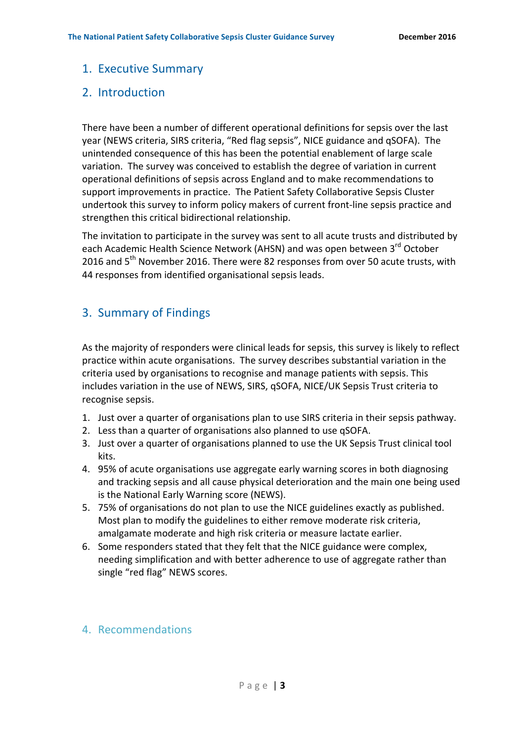## 1. Executive Summary

## 2. Introduction

There have been a number of different operational definitions for sepsis over the last year (NEWS criteria, SIRS criteria, "Red flag sepsis", NICE guidance and qSOFA). The unintended consequence of this has been the potential enablement of large scale variation. The survey was conceived to establish the degree of variation in current operational definitions of sepsis across England and to make recommendations to support improvements in practice. The Patient Safety Collaborative Sepsis Cluster undertook this survey to inform policy makers of current front-line sepsis practice and strengthen this critical bidirectional relationship.

The invitation to participate in the survey was sent to all acute trusts and distributed by each Academic Health Science Network (AHSN) and was open between 3rd October 2016 and 5th November 2016. There were 82 responses from over 50 acute trusts, with 44 responses from identified organisational sepsis leads.

## 3. Summary of Findings

As the majority of responders were clinical leads for sepsis, this survey is likely to reflect practice within acute organisations. The survey describes substantial variation in the criteria used by organisations to recognise and manage patients with sepsis. This includes variation in the use of NEWS, SIRS, qSOFA, NICE/UK Sepsis Trust criteria to recognise sepsis.

1. Just over a quarter of organisations plan to use SIRS criteria in their sepsis pathway.
2. Less than a quarter of organisations also planned to use qSOFA.
3. Just over a quarter of organisations planned to use the UK Sepsis Trust clinical tool kits.
4. 95% of acute organisations use aggregate early warning scores in both diagnosing and tracking sepsis and all cause physical deterioration and the main one being used is the National Early Warning score (NEWS).
5. 75% of organisations do not plan to use the NICE guidelines exactly as published. Most plan to modify the guidelines to either remove moderate risk criteria, amalgamate moderate and high risk criteria or measure lactate earlier.
6. Some responders stated that they felt that the NICE guidance were complex, needing simplification and with better adherence to use of aggregate rather than single "red flag" NEWS scores.

## 4. Recommendations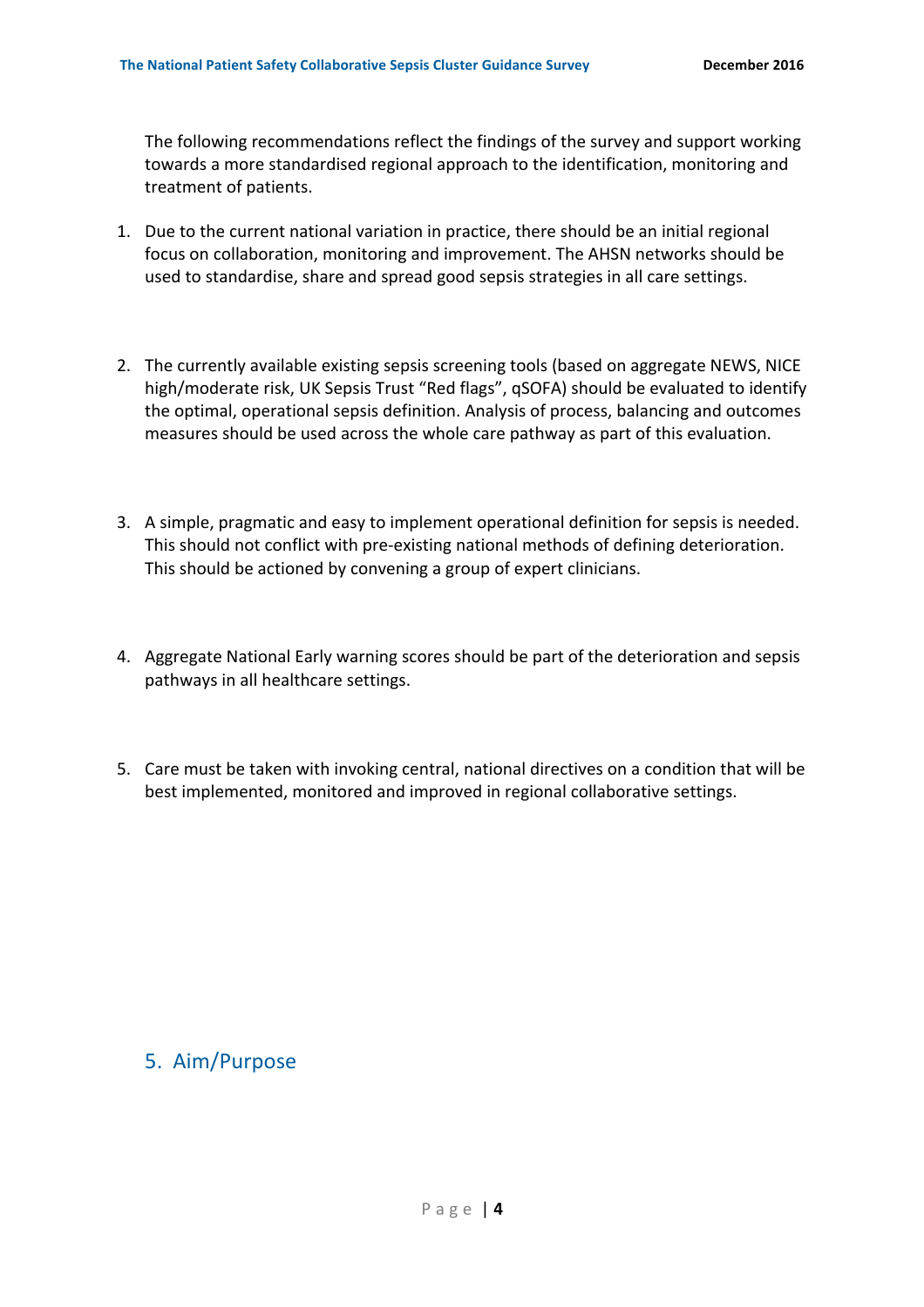The following recommendations reflect the findings of the survey and support working towards a more standardised regional approach to the identification, monitoring and treatment of patients.

1. Due to the current national variation in practice, there should be an initial regional focus on collaboration, monitoring and improvement. The AHSN networks should be used to standardise, share and spread good sepsis strategies in all care settings.

2. The currently available existing sepsis screening tools (based on aggregate NEWS, NICE high/moderate risk, UK Sepsis Trust "Red flags", qSOFA) should be evaluated to identify the optimal, operational sepsis definition. Analysis of process, balancing and outcomes measures should be used across the whole care pathway as part of this evaluation.

3. A simple, pragmatic and easy to implement operational definition for sepsis is needed. This should not conflict with pre-existing national methods of defining deterioration. This should be actioned by convening a group of expert clinicians.

4. Aggregate National Early warning scores should be part of the deterioration and sepsis pathways in all healthcare settings.

5. Care must be taken with invoking central, national directives on a condition that will be best implemented, monitored and improved in regional collaborative settings.

## 5. Aim/Purpose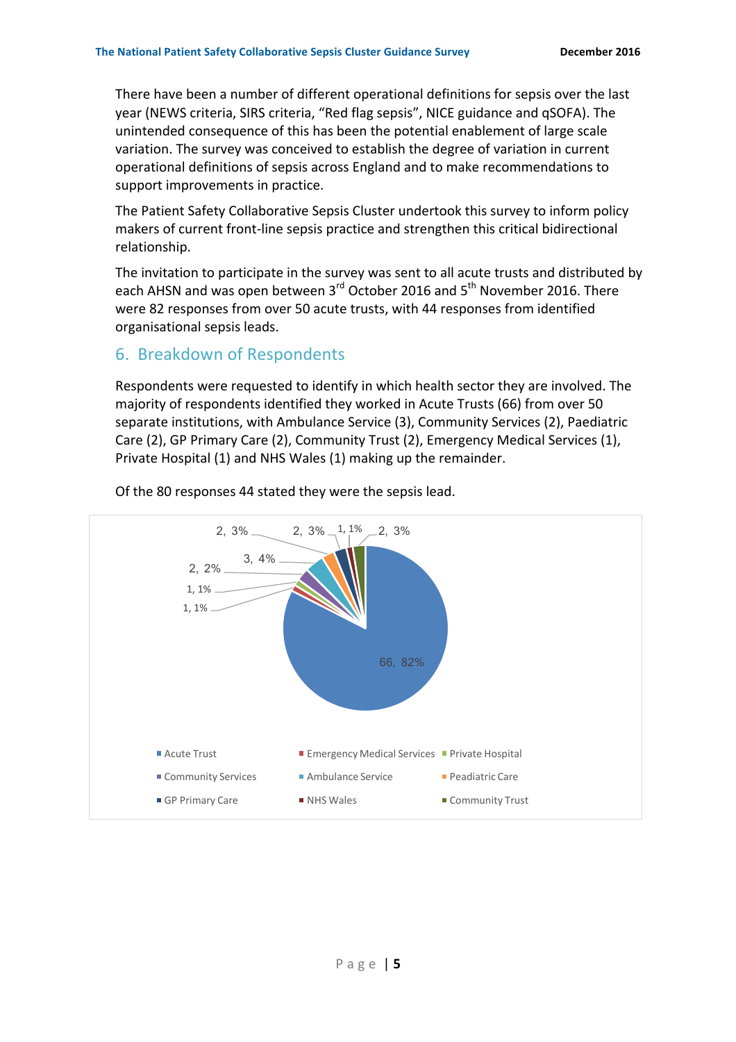There have been a number of different operational definitions for sepsis over the last year (NEWS criteria, SIRS criteria, "Red flag sepsis", NICE guidance and qSOFA). The unintended consequence of this has been the potential enablement of large scale variation. The survey was conceived to establish the degree of variation in current operational definitions of sepsis across England and to make recommendations to support improvements in practice.

The Patient Safety Collaborative Sepsis Cluster undertook this survey to inform policy makers of current front-line sepsis practice and strengthen this critical bidirectional relationship.

The invitation to participate in the survey was sent to all acute trusts and distributed by each AHSN and was open between 3rd October 2016 and 5th November 2016. There were 82 responses from over 50 acute trusts, with 44 responses from identified organisational sepsis leads.

## 6. Breakdown of Respondents

Respondents were requested to identify in which health sector they are involved. The majority of respondents identified they worked in Acute Trusts (66) from over 50 separate institutions, with Ambulance Service (3), Community Services (2), Paediatric Care (2), GP Primary Care (2), Community Trust (2), Emergency Medical Services (1), Private Hospital (1) and NHS Wales (1) making up the remainder.

Of the 80 responses 44 stated they were the sepsis lead.

| Sector | Responses | Percentage |
|---|---|---|
| Acute Trust | 66 | 82% |
| Emergency Medical Services | 1 | 1% |
| Private Hospital | 1 | 1% |
| Community Services | 2 | 2% |
| Ambulance Service | 3 | 4% |
| Peadiatric Care | 2 | 3% |
| GP Primary Care | 2 | 3% |
| NHS Wales | 1 | 1% |
| Community Trust | 2 | 3% |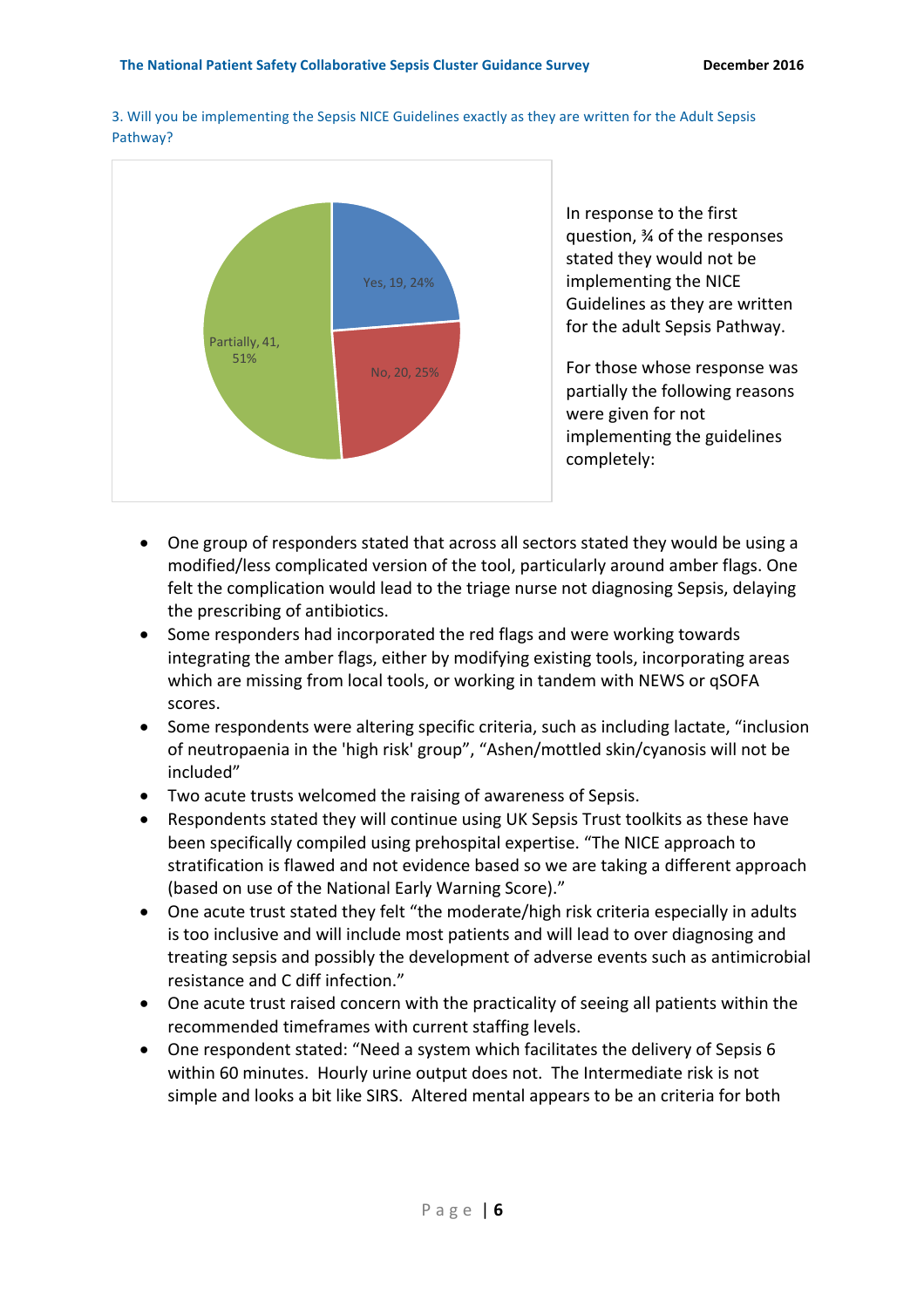3. Will you be implementing the Sepsis NICE Guidelines exactly as they are written for the Adult Sepsis Pathway?

Yes, 19, 24%

No, 20, 25%

Partially, 41, 51%

In response to the first question, ¾ of the responses stated they would not be implementing the NICE Guidelines as they are written for the adult Sepsis Pathway.

For those whose response was partially the following reasons were given for not implementing the guidelines completely:

- One group of responders stated that across all sectors stated they would be using a modified/less complicated version of the tool, particularly around amber flags. One felt the complication would lead to the triage nurse not diagnosing Sepsis, delaying the prescribing of antibiotics.
- Some responders had incorporated the red flags and were working towards integrating the amber flags, either by modifying existing tools, incorporating areas which are missing from local tools, or working in tandem with NEWS or qSOFA scores.
- Some respondents were altering specific criteria, such as including lactate, "inclusion of neutropaenia in the 'high risk' group", "Ashen/mottled skin/cyanosis will not be included"
- Two acute trusts welcomed the raising of awareness of Sepsis.
- Respondents stated they will continue using UK Sepsis Trust toolkits as these have been specifically compiled using prehospital expertise. "The NICE approach to stratification is flawed and not evidence based so we are taking a different approach (based on use of the National Early Warning Score)."
- One acute trust stated they felt "the moderate/high risk criteria especially in adults is too inclusive and will include most patients and will lead to over diagnosing and treating sepsis and possibly the development of adverse events such as antimicrobial resistance and C diff infection."
- One acute trust raised concern with the practicality of seeing all patients within the recommended timeframes with current staffing levels.
- One respondent stated: "Need a system which facilitates the delivery of Sepsis 6 within 60 minutes. Hourly urine output does not. The Intermediate risk is not simple and looks a bit like SIRS. Altered mental appears to be an criteria for both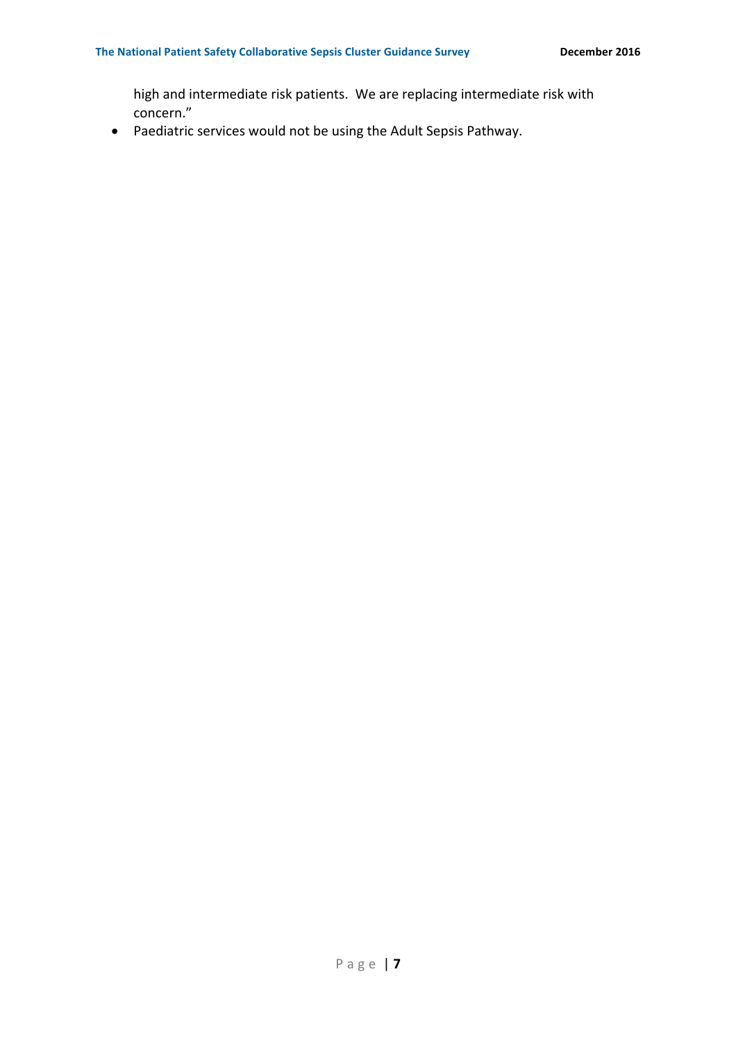high and intermediate risk patients.  We are replacing intermediate risk with concern."

- Paediatric services would not be using the Adult Sepsis Pathway.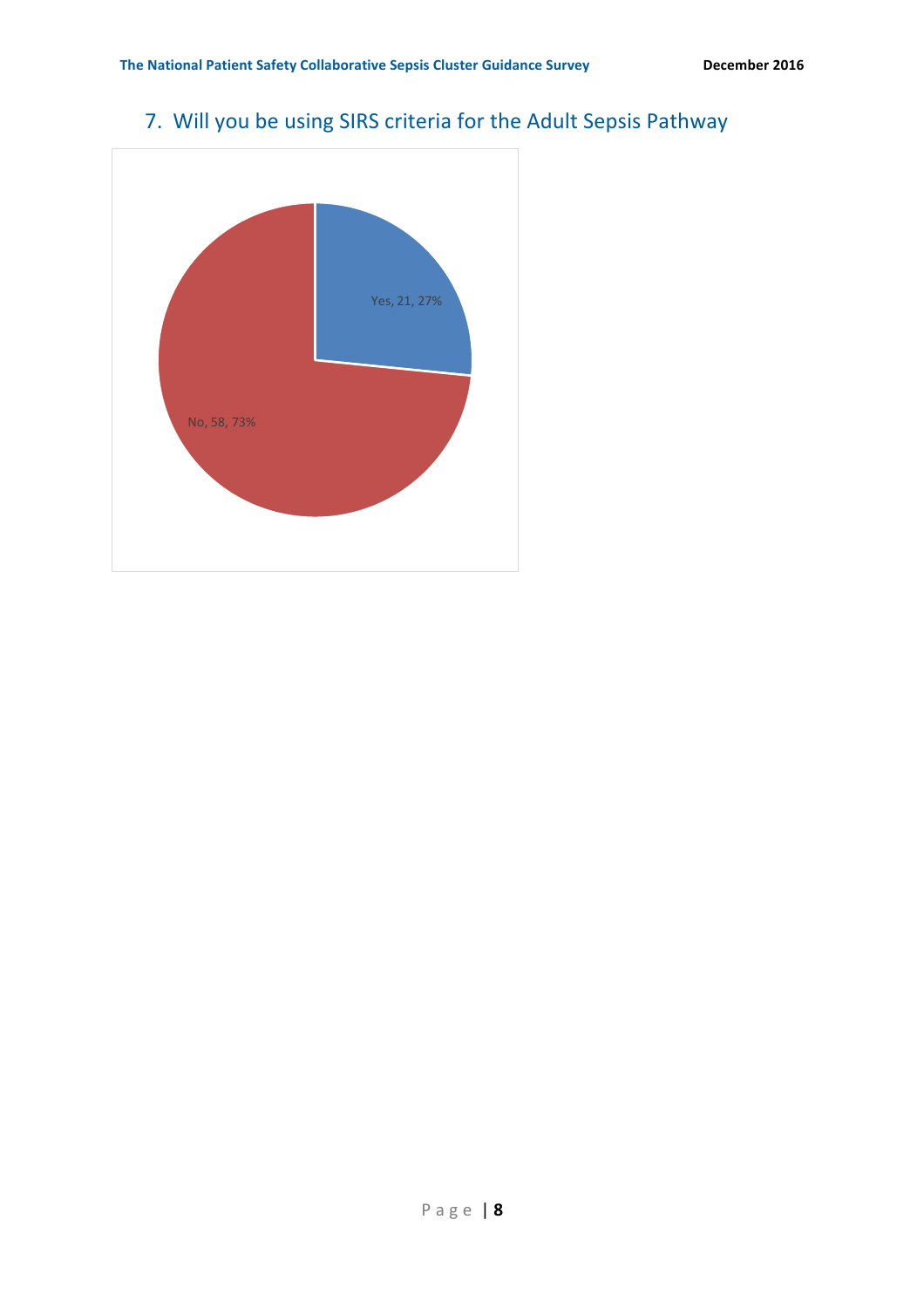## 7. Will you be using SIRS criteria for the Adult Sepsis Pathway

Yes, 21, 27%

No, 58, 73%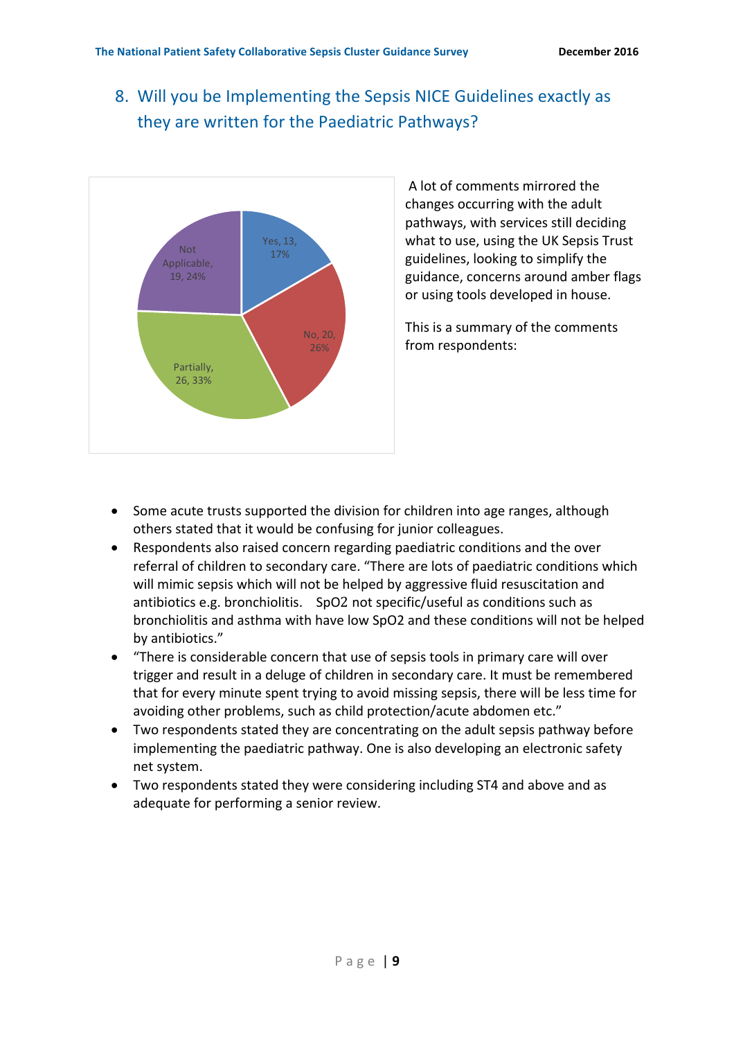## 8. Will you be Implementing the Sepsis NICE Guidelines exactly as they are written for the Paediatric Pathways?

Yes, 13, 17%

No, 20, 26%

Partially, 26, 33%

Not Applicable, 19, 24%

A lot of comments mirrored the changes occurring with the adult pathways, with services still deciding what to use, using the UK Sepsis Trust guidelines, looking to simplify the guidance, concerns around amber flags or using tools developed in house.

This is a summary of the comments from respondents:

- Some acute trusts supported the division for children into age ranges, although others stated that it would be confusing for junior colleagues.
- Respondents also raised concern regarding paediatric conditions and the over referral of children to secondary care. "There are lots of paediatric conditions which will mimic sepsis which will not be helped by aggressive fluid resuscitation and antibiotics e.g. bronchiolitis. SpO2 not specific/useful as conditions such as bronchiolitis and asthma with have low SpO2 and these conditions will not be helped by antibiotics."
- "There is considerable concern that use of sepsis tools in primary care will over trigger and result in a deluge of children in secondary care. It must be remembered that for every minute spent trying to avoid missing sepsis, there will be less time for avoiding other problems, such as child protection/acute abdomen etc."
- Two respondents stated they are concentrating on the adult sepsis pathway before implementing the paediatric pathway. One is also developing an electronic safety net system.
- Two respondents stated they were considering including ST4 and above and as adequate for performing a senior review.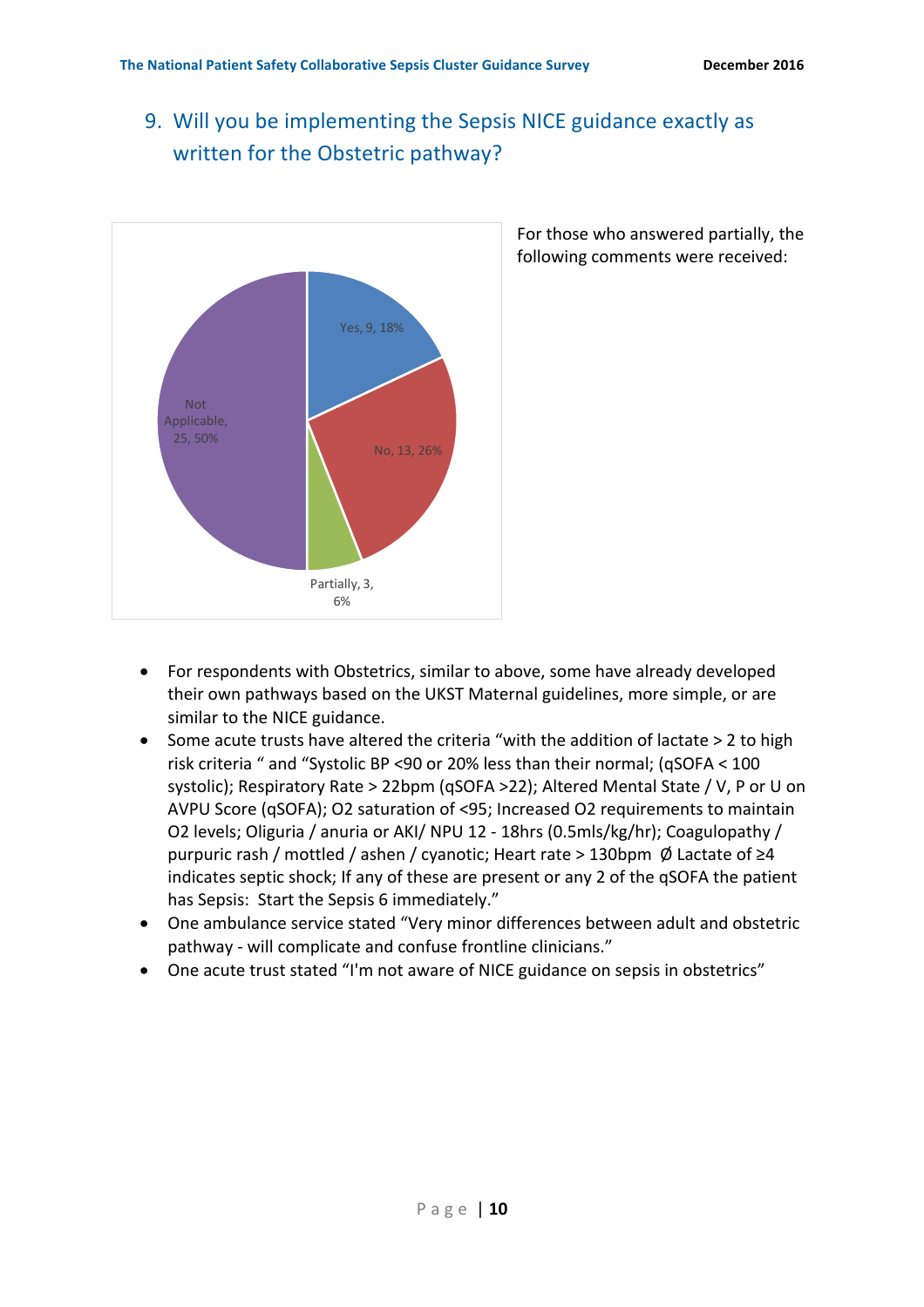## 9. Will you be implementing the Sepsis NICE guidance exactly as written for the Obstetric pathway?

Yes, 9, 18%

No, 13, 26%

Partially, 3, 6%

Not Applicable, 25, 50%

For those who answered partially, the following comments were received:

- For respondents with Obstetrics, similar to above, some have already developed their own pathways based on the UKST Maternal guidelines, more simple, or are similar to the NICE guidance.
- Some acute trusts have altered the criteria "with the addition of lactate > 2 to high risk criteria " and "Systolic BP <90 or 20% less than their normal; (qSOFA < 100 systolic); Respiratory Rate > 22bpm (qSOFA >22); Altered Mental State / V, P or U on AVPU Score (qSOFA); O2 saturation of <95; Increased O2 requirements to maintain O2 levels; Oliguria / anuria or AKI/ NPU 12 - 18hrs (0.5mls/kg/hr); Coagulopathy / purpuric rash / mottled / ashen / cyanotic; Heart rate > 130bpm Ø Lactate of ≥4 indicates septic shock; If any of these are present or any 2 of the qSOFA the patient has Sepsis: Start the Sepsis 6 immediately."
- One ambulance service stated "Very minor differences between adult and obstetric pathway - will complicate and confuse frontline clinicians."
- One acute trust stated "I'm not aware of NICE guidance on sepsis in obstetrics"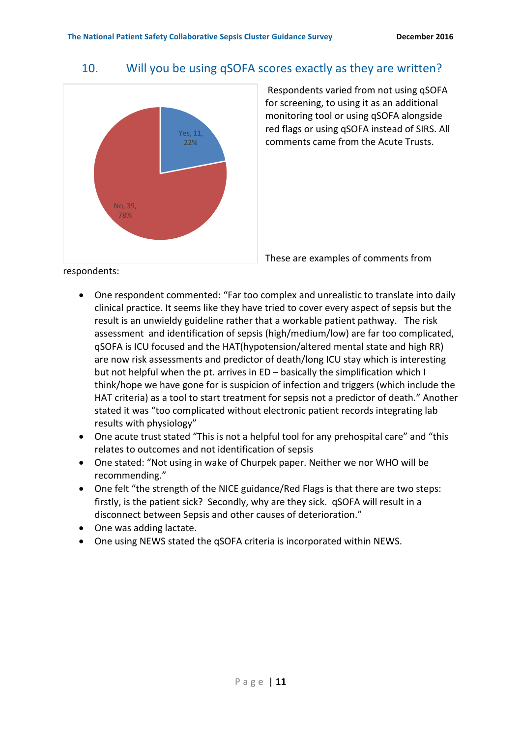## 10. Will you be using qSOFA scores exactly as they are written?

Yes, 11, 22%

No, 39, 78%

Respondents varied from not using qSOFA for screening, to using it as an additional monitoring tool or using qSOFA alongside red flags or using qSOFA instead of SIRS. All comments came from the Acute Trusts.

These are examples of comments from respondents:

- One respondent commented: "Far too complex and unrealistic to translate into daily clinical practice. It seems like they have tried to cover every aspect of sepsis but the result is an unwieldy guideline rather that a workable patient pathway. The risk assessment and identification of sepsis (high/medium/low) are far too complicated, qSOFA is ICU focused and the HAT(hypotension/altered mental state and high RR) are now risk assessments and predictor of death/long ICU stay which is interesting but not helpful when the pt. arrives in ED – basically the simplification which I think/hope we have gone for is suspicion of infection and triggers (which include the HAT criteria) as a tool to start treatment for sepsis not a predictor of death." Another stated it was "too complicated without electronic patient records integrating lab results with physiology"
- One acute trust stated "This is not a helpful tool for any prehospital care" and "this relates to outcomes and not identification of sepsis
- One stated: "Not using in wake of Churpek paper. Neither we nor WHO will be recommending."
- One felt "the strength of the NICE guidance/Red Flags is that there are two steps: firstly, is the patient sick? Secondly, why are they sick. qSOFA will result in a disconnect between Sepsis and other causes of deterioration."
- One was adding lactate.
- One using NEWS stated the qSOFA criteria is incorporated within NEWS.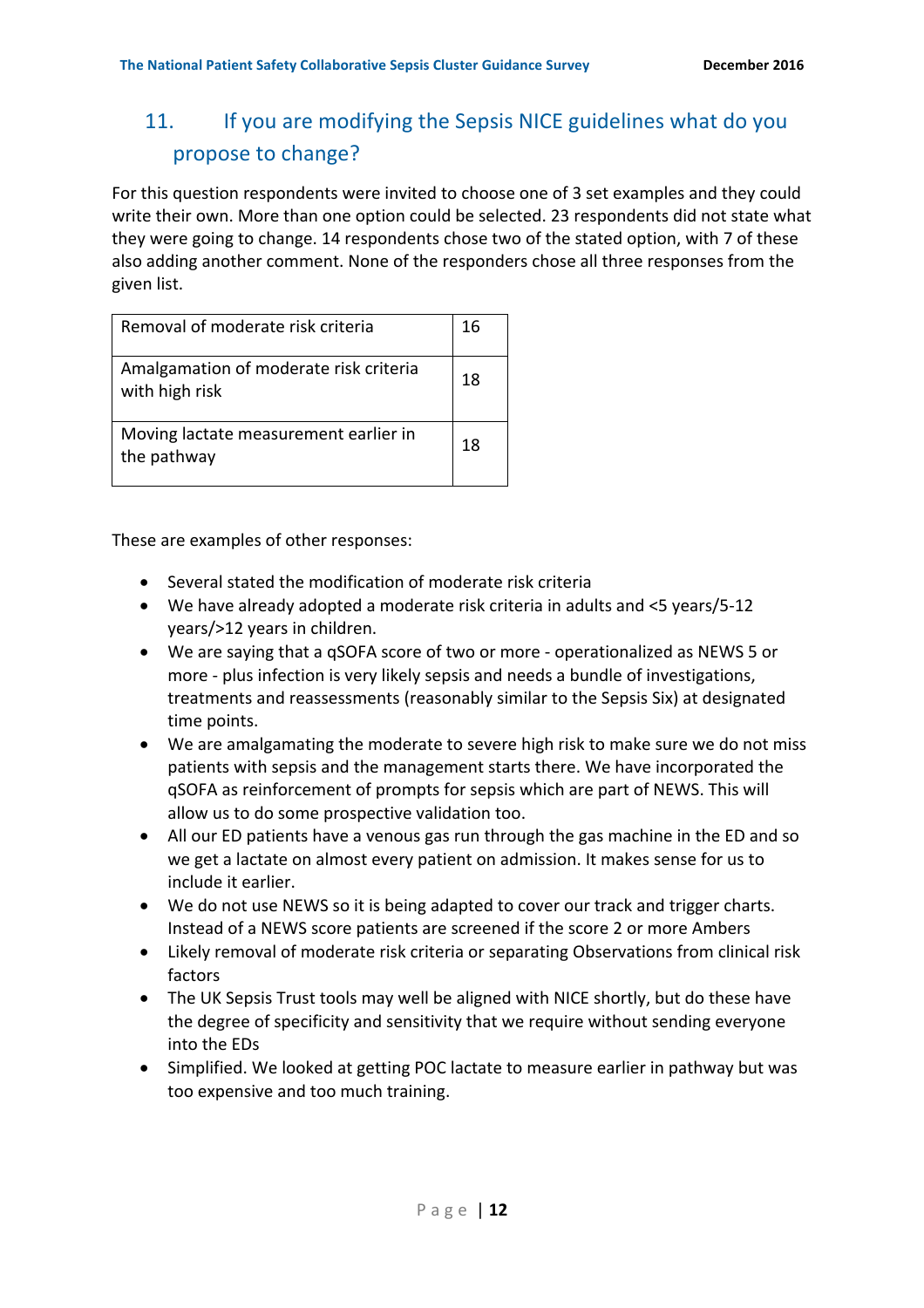## 11. If you are modifying the Sepsis NICE guidelines what do you propose to change?

For this question respondents were invited to choose one of 3 set examples and they could write their own. More than one option could be selected. 23 respondents did not state what they were going to change. 14 respondents chose two of the stated option, with 7 of these also adding another comment. None of the responders chose all three responses from the given list.

| Option | Count |
| --- | --- |
| Removal of moderate risk criteria | 16 |
| Amalgamation of moderate risk criteria with high risk | 18 |
| Moving lactate measurement earlier in the pathway | 18 |

These are examples of other responses:

- Several stated the modification of moderate risk criteria
- We have already adopted a moderate risk criteria in adults and <5 years/5-12 years/>12 years in children.
- We are saying that a qSOFA score of two or more - operationalized as NEWS 5 or more - plus infection is very likely sepsis and needs a bundle of investigations, treatments and reassessments (reasonably similar to the Sepsis Six) at designated time points.
- We are amalgamating the moderate to severe high risk to make sure we do not miss patients with sepsis and the management starts there. We have incorporated the qSOFA as reinforcement of prompts for sepsis which are part of NEWS. This will allow us to do some prospective validation too.
- All our ED patients have a venous gas run through the gas machine in the ED and so we get a lactate on almost every patient on admission. It makes sense for us to include it earlier.
- We do not use NEWS so it is being adapted to cover our track and trigger charts. Instead of a NEWS score patients are screened if the score 2 or more Ambers
- Likely removal of moderate risk criteria or separating Observations from clinical risk factors
- The UK Sepsis Trust tools may well be aligned with NICE shortly, but do these have the degree of specificity and sensitivity that we require without sending everyone into the EDs
- Simplified. We looked at getting POC lactate to measure earlier in pathway but was too expensive and too much training.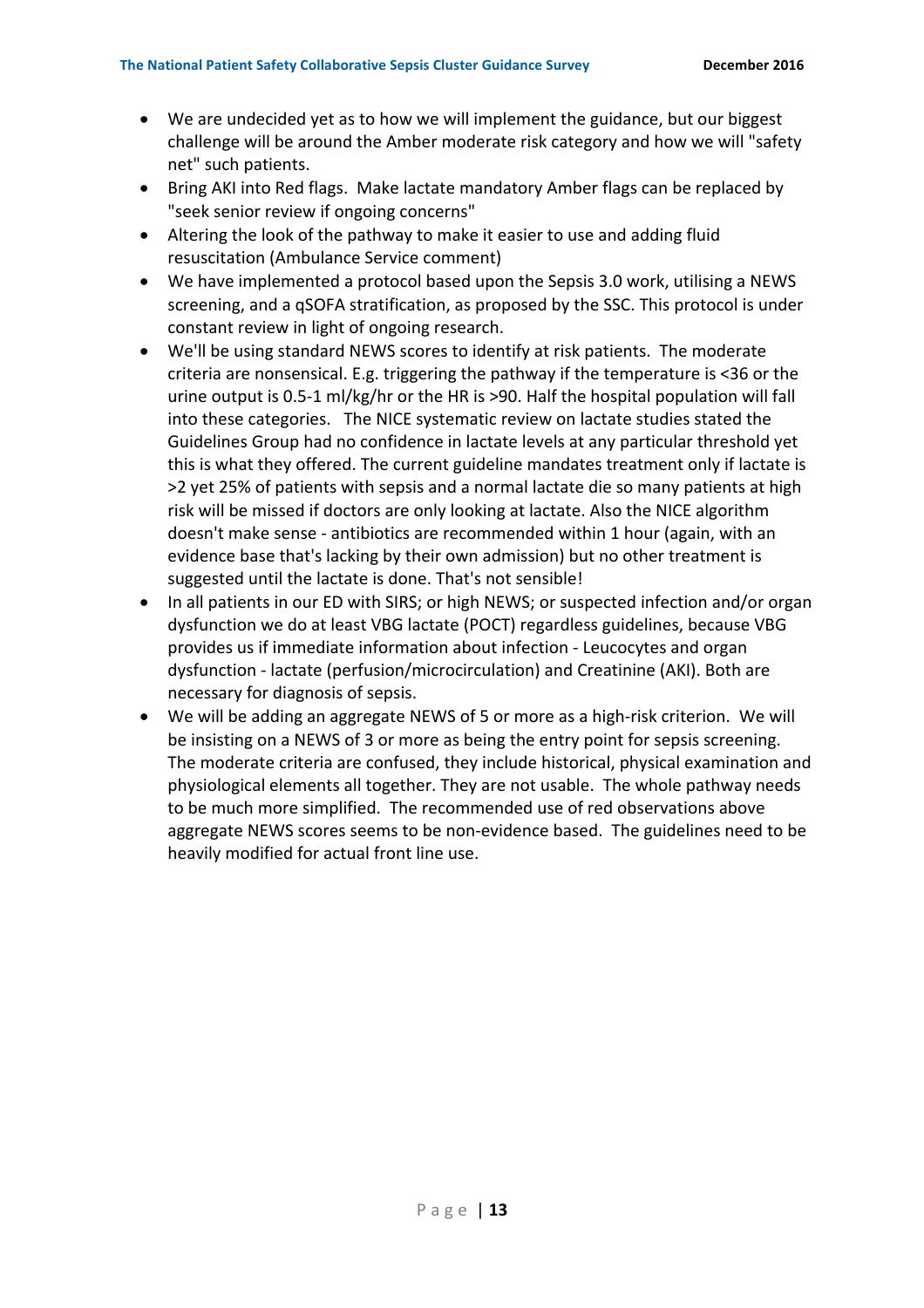- We are undecided yet as to how we will implement the guidance, but our biggest challenge will be around the Amber moderate risk category and how we will "safety net" such patients.
- Bring AKI into Red flags. Make lactate mandatory Amber flags can be replaced by "seek senior review if ongoing concerns"
- Altering the look of the pathway to make it easier to use and adding fluid resuscitation (Ambulance Service comment)
- We have implemented a protocol based upon the Sepsis 3.0 work, utilising a NEWS screening, and a qSOFA stratification, as proposed by the SSC. This protocol is under constant review in light of ongoing research.
- We'll be using standard NEWS scores to identify at risk patients. The moderate criteria are nonsensical. E.g. triggering the pathway if the temperature is <36 or the urine output is 0.5-1 ml/kg/hr or the HR is >90. Half the hospital population will fall into these categories. The NICE systematic review on lactate studies stated the Guidelines Group had no confidence in lactate levels at any particular threshold yet this is what they offered. The current guideline mandates treatment only if lactate is >2 yet 25% of patients with sepsis and a normal lactate die so many patients at high risk will be missed if doctors are only looking at lactate. Also the NICE algorithm doesn't make sense - antibiotics are recommended within 1 hour (again, with an evidence base that's lacking by their own admission) but no other treatment is suggested until the lactate is done. That's not sensible!
- In all patients in our ED with SIRS; or high NEWS; or suspected infection and/or organ dysfunction we do at least VBG lactate (POCT) regardless guidelines, because VBG provides us if immediate information about infection - Leucocytes and organ dysfunction - lactate (perfusion/microcirculation) and Creatinine (AKI). Both are necessary for diagnosis of sepsis.
- We will be adding an aggregate NEWS of 5 or more as a high-risk criterion. We will be insisting on a NEWS of 3 or more as being the entry point for sepsis screening. The moderate criteria are confused, they include historical, physical examination and physiological elements all together. They are not usable. The whole pathway needs to be much more simplified. The recommended use of red observations above aggregate NEWS scores seems to be non-evidence based. The guidelines need to be heavily modified for actual front line use.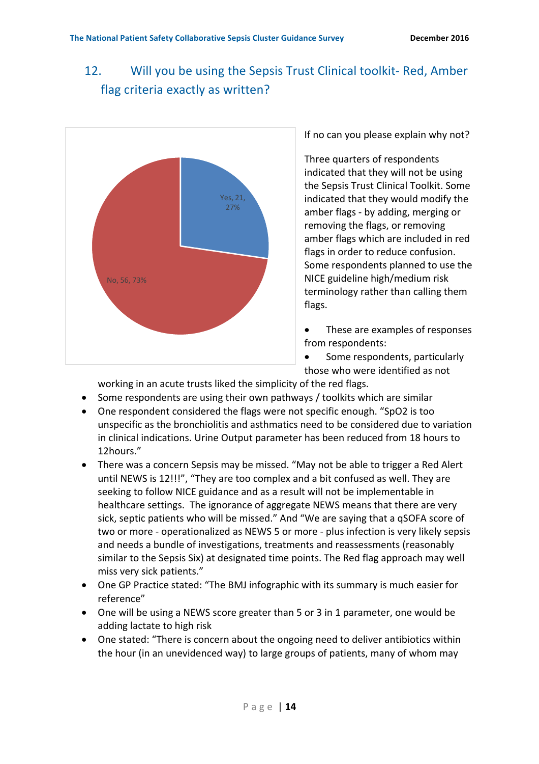## 12. Will you be using the Sepsis Trust Clinical toolkit- Red, Amber flag criteria exactly as written?

Yes, 21, 27%

No, 56, 73%

If no can you please explain why not?

Three quarters of respondents indicated that they will not be using the Sepsis Trust Clinical Toolkit. Some indicated that they would modify the amber flags - by adding, merging or removing the flags, or removing amber flags which are included in red flags in order to reduce confusion. Some respondents planned to use the NICE guideline high/medium risk terminology rather than calling them flags.

- These are examples of responses from respondents:
- Some respondents, particularly those who were identified as not working in an acute trusts liked the simplicity of the red flags.
- Some respondents are using their own pathways / toolkits which are similar
- One respondent considered the flags were not specific enough. "SpO2 is too unspecific as the bronchiolitis and asthmatics need to be considered due to variation in clinical indications. Urine Output parameter has been reduced from 18 hours to 12hours."
- There was a concern Sepsis may be missed. "May not be able to trigger a Red Alert until NEWS is 12!!!", "They are too complex and a bit confused as well. They are seeking to follow NICE guidance and as a result will not be implementable in healthcare settings. The ignorance of aggregate NEWS means that there are very sick, septic patients who will be missed." And "We are saying that a qSOFA score of two or more - operationalized as NEWS 5 or more - plus infection is very likely sepsis and needs a bundle of investigations, treatments and reassessments (reasonably similar to the Sepsis Six) at designated time points. The Red flag approach may well miss very sick patients."
- One GP Practice stated: "The BMJ infographic with its summary is much easier for reference"
- One will be using a NEWS score greater than 5 or 3 in 1 parameter, one would be adding lactate to high risk
- One stated: "There is concern about the ongoing need to deliver antibiotics within the hour (in an unevidenced way) to large groups of patients, many of whom may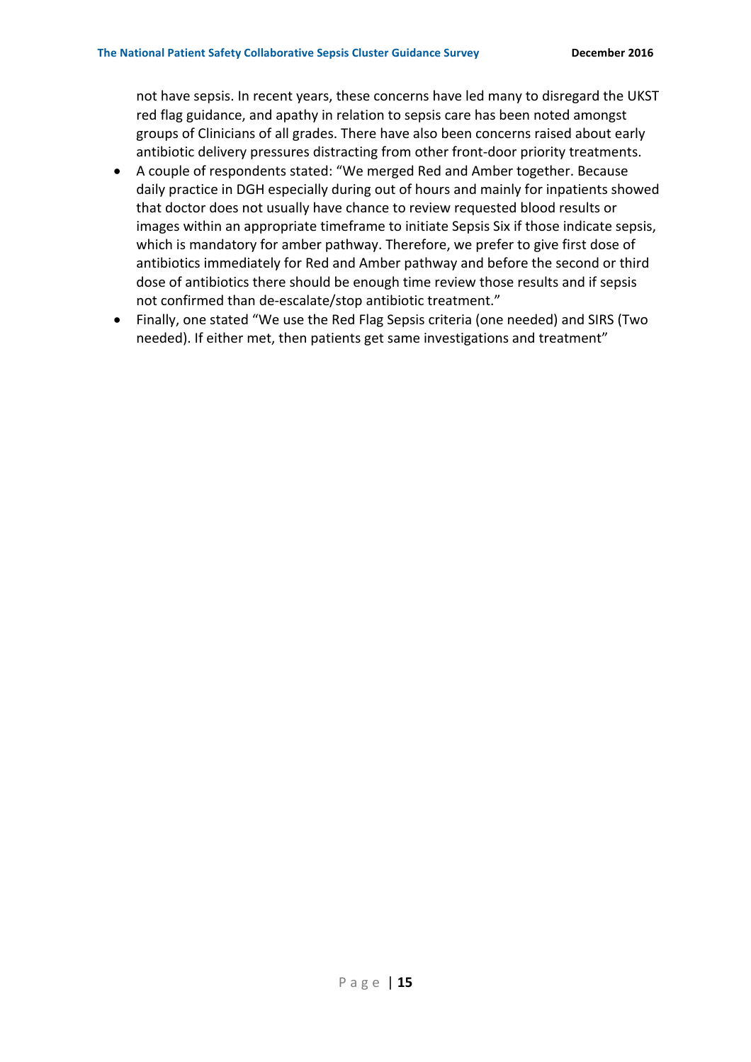not have sepsis. In recent years, these concerns have led many to disregard the UKST red flag guidance, and apathy in relation to sepsis care has been noted amongst groups of Clinicians of all grades. There have also been concerns raised about early antibiotic delivery pressures distracting from other front-door priority treatments.

- A couple of respondents stated: "We merged Red and Amber together. Because daily practice in DGH especially during out of hours and mainly for inpatients showed that doctor does not usually have chance to review requested blood results or images within an appropriate timeframe to initiate Sepsis Six if those indicate sepsis, which is mandatory for amber pathway. Therefore, we prefer to give first dose of antibiotics immediately for Red and Amber pathway and before the second or third dose of antibiotics there should be enough time review those results and if sepsis not confirmed than de-escalate/stop antibiotic treatment."
- Finally, one stated "We use the Red Flag Sepsis criteria (one needed) and SIRS (Two needed). If either met, then patients get same investigations and treatment"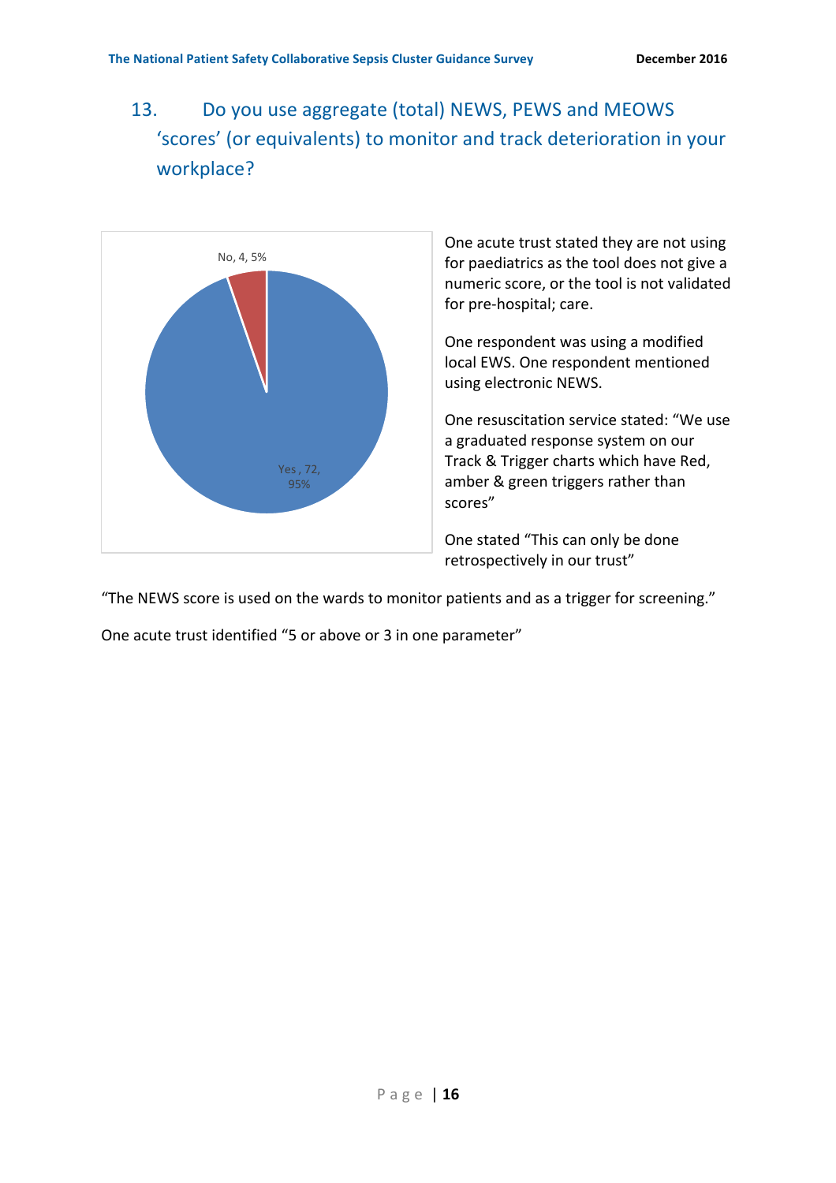## 13. Do you use aggregate (total) NEWS, PEWS and MEOWS 'scores' (or equivalents) to monitor and track deterioration in your workplace?

No, 4, 5%

Yes , 72, 95%

One acute trust stated they are not using for paediatrics as the tool does not give a numeric score, or the tool is not validated for pre-hospital; care.

One respondent was using a modified local EWS. One respondent mentioned using electronic NEWS.

One resuscitation service stated: "We use a graduated response system on our Track & Trigger charts which have Red, amber & green triggers rather than scores"

One stated "This can only be done retrospectively in our trust"

"The NEWS score is used on the wards to monitor patients and as a trigger for screening."

One acute trust identified "5 or above or 3 in one parameter"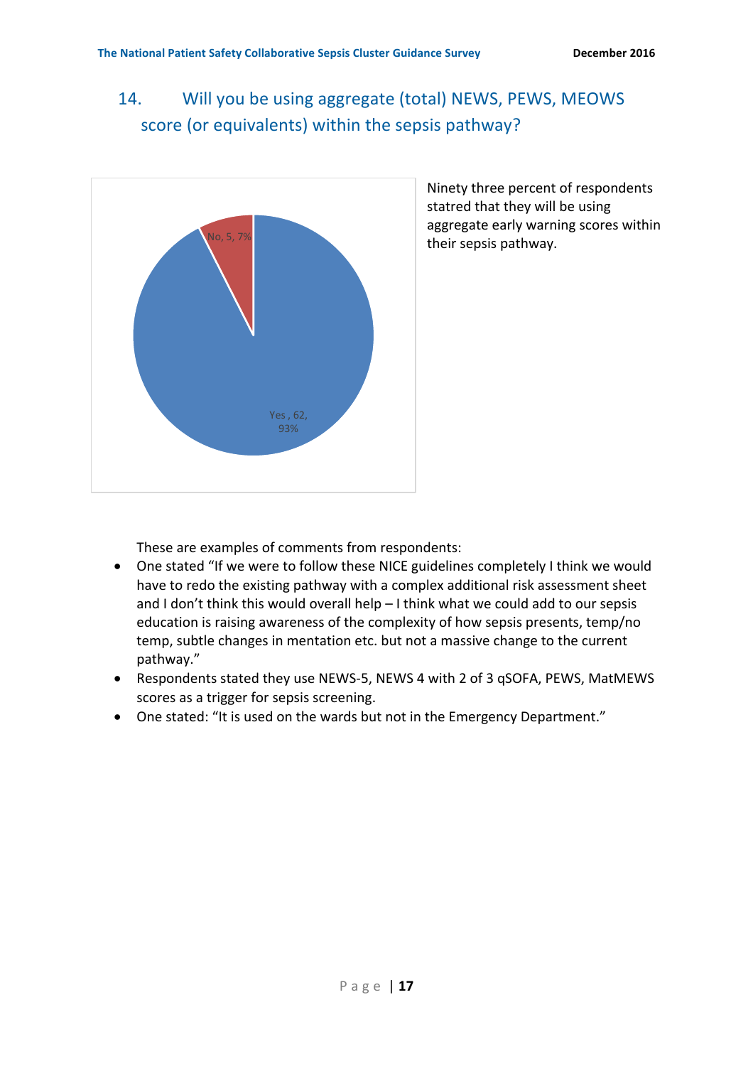## 14. Will you be using aggregate (total) NEWS, PEWS, MEOWS score (or equivalents) within the sepsis pathway?

No, 5, 7%

Yes , 62, 93%

Ninety three percent of respondents statred that they will be using aggregate early warning scores within their sepsis pathway.

These are examples of comments from respondents:

- One stated “If we were to follow these NICE guidelines completely I think we would have to redo the existing pathway with a complex additional risk assessment sheet and I don’t think this would overall help – I think what we could add to our sepsis education is raising awareness of the complexity of how sepsis presents, temp/no temp, subtle changes in mentation etc. but not a massive change to the current pathway.”
- Respondents stated they use NEWS-5, NEWS 4 with 2 of 3 qSOFA, PEWS, MatMEWS scores as a trigger for sepsis screening.
- One stated: “It is used on the wards but not in the Emergency Department.”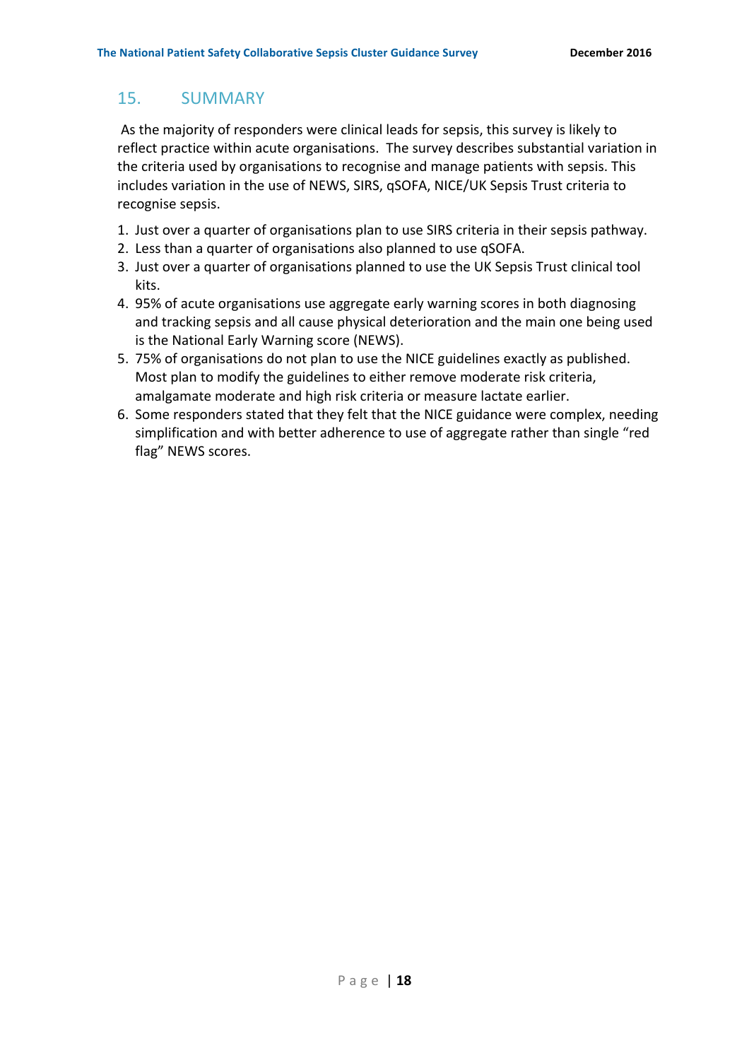## 15. SUMMARY

As the majority of responders were clinical leads for sepsis, this survey is likely to reflect practice within acute organisations. The survey describes substantial variation in the criteria used by organisations to recognise and manage patients with sepsis. This includes variation in the use of NEWS, SIRS, qSOFA, NICE/UK Sepsis Trust criteria to recognise sepsis.

1. Just over a quarter of organisations plan to use SIRS criteria in their sepsis pathway.
2. Less than a quarter of organisations also planned to use qSOFA.
3. Just over a quarter of organisations planned to use the UK Sepsis Trust clinical tool kits.
4. 95% of acute organisations use aggregate early warning scores in both diagnosing and tracking sepsis and all cause physical deterioration and the main one being used is the National Early Warning score (NEWS).
5. 75% of organisations do not plan to use the NICE guidelines exactly as published. Most plan to modify the guidelines to either remove moderate risk criteria, amalgamate moderate and high risk criteria or measure lactate earlier.
6. Some responders stated that they felt that the NICE guidance were complex, needing simplification and with better adherence to use of aggregate rather than single "red flag" NEWS scores.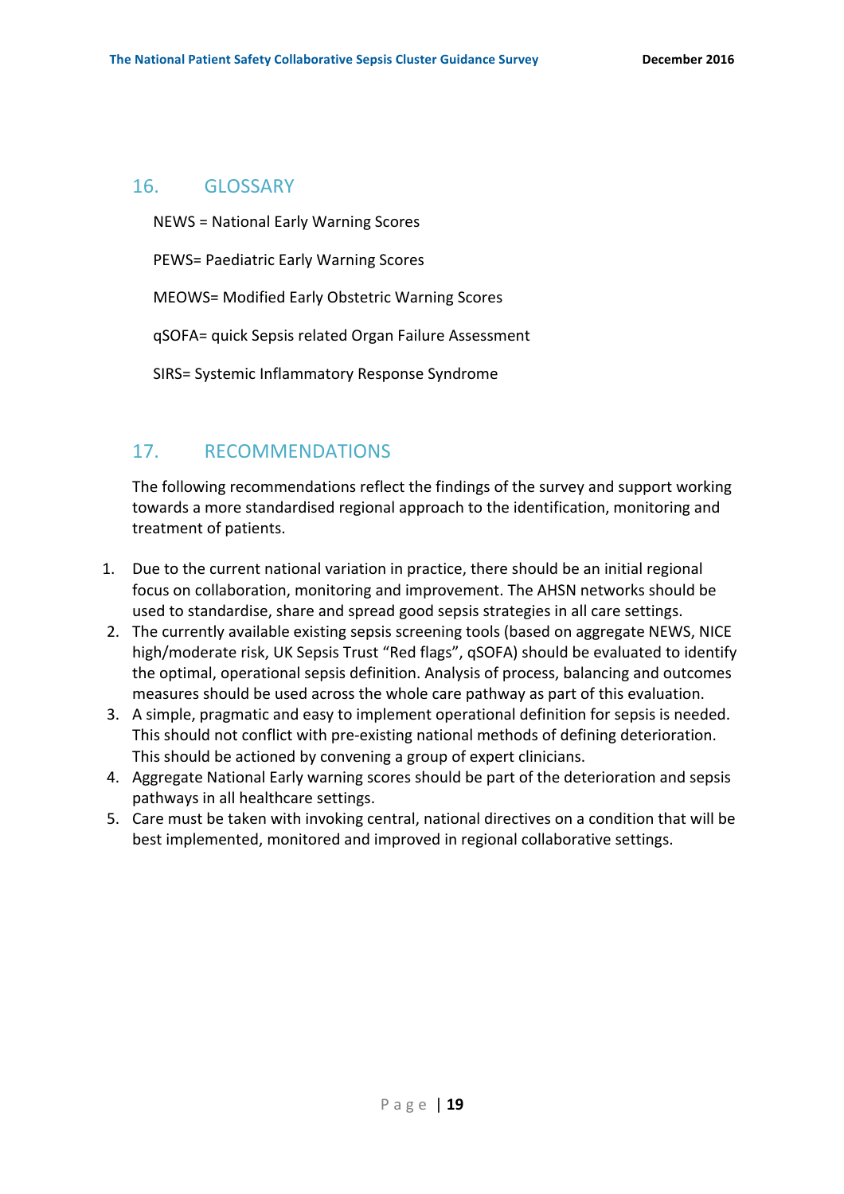## 16. GLOSSARY

NEWS = National Early Warning Scores

PEWS= Paediatric Early Warning Scores

MEOWS= Modified Early Obstetric Warning Scores

qSOFA= quick Sepsis related Organ Failure Assessment

SIRS= Systemic Inflammatory Response Syndrome

## 17. RECOMMENDATIONS

The following recommendations reflect the findings of the survey and support working towards a more standardised regional approach to the identification, monitoring and treatment of patients.

1. Due to the current national variation in practice, there should be an initial regional focus on collaboration, monitoring and improvement. The AHSN networks should be used to standardise, share and spread good sepsis strategies in all care settings.
2. The currently available existing sepsis screening tools (based on aggregate NEWS, NICE high/moderate risk, UK Sepsis Trust "Red flags", qSOFA) should be evaluated to identify the optimal, operational sepsis definition. Analysis of process, balancing and outcomes measures should be used across the whole care pathway as part of this evaluation.
3. A simple, pragmatic and easy to implement operational definition for sepsis is needed. This should not conflict with pre-existing national methods of defining deterioration. This should be actioned by convening a group of expert clinicians.
4. Aggregate National Early warning scores should be part of the deterioration and sepsis pathways in all healthcare settings.
5. Care must be taken with invoking central, national directives on a condition that will be best implemented, monitored and improved in regional collaborative settings.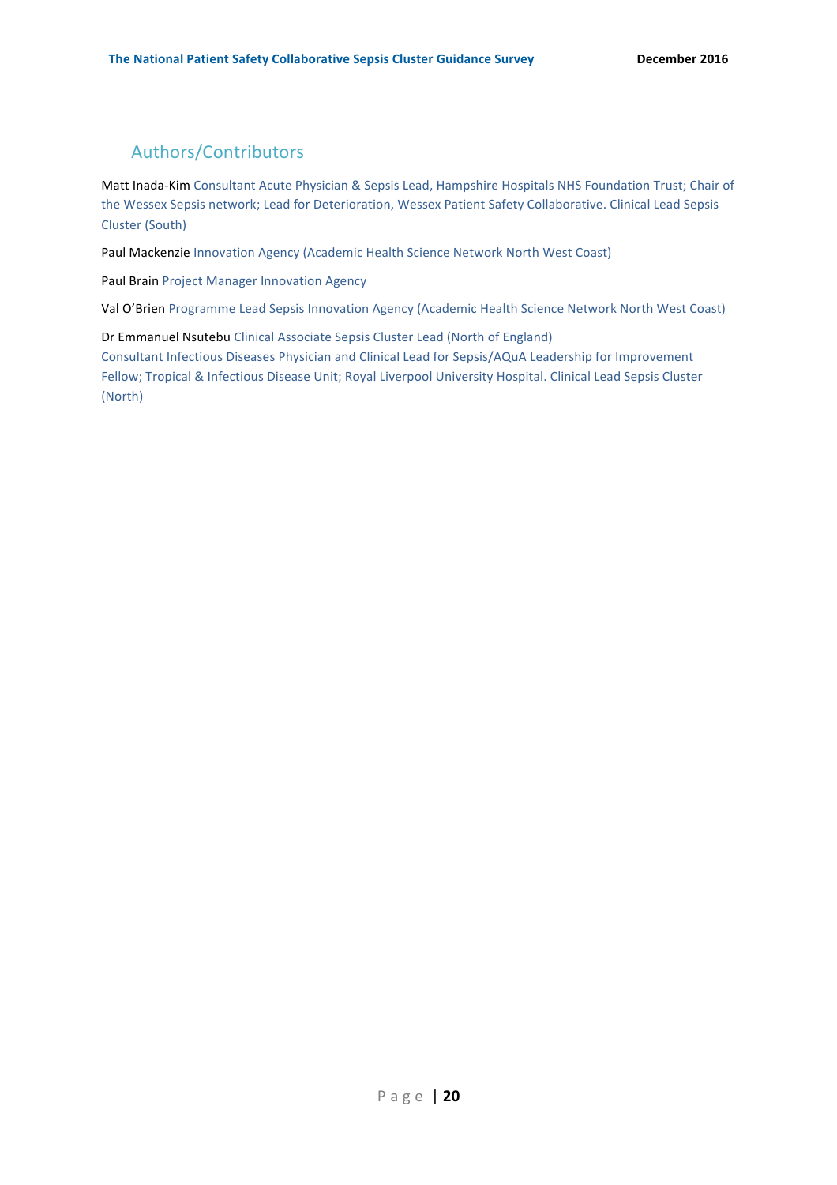## Authors/Contributors

Matt Inada-Kim Consultant Acute Physician & Sepsis Lead, Hampshire Hospitals NHS Foundation Trust; Chair of the Wessex Sepsis network; Lead for Deterioration, Wessex Patient Safety Collaborative. Clinical Lead Sepsis Cluster (South)

Paul Mackenzie Innovation Agency (Academic Health Science Network North West Coast)

Paul Brain Project Manager Innovation Agency

Val O'Brien Programme Lead Sepsis Innovation Agency (Academic Health Science Network North West Coast)

Dr Emmanuel Nsutebu Clinical Associate Sepsis Cluster Lead (North of England)
Consultant Infectious Diseases Physician and Clinical Lead for Sepsis/AQuA Leadership for Improvement Fellow; Tropical & Infectious Disease Unit; Royal Liverpool University Hospital. Clinical Lead Sepsis Cluster (North)